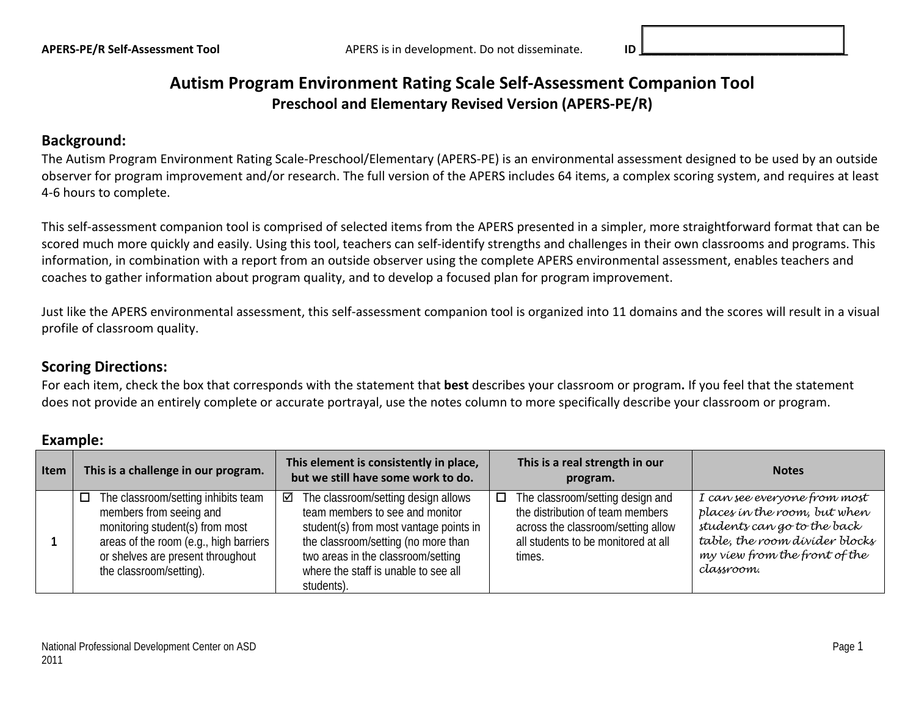# Autism Program Environment Rating Scale Self-Assessment Companion Tool

## Preschool and Elementary Revised Version (APERS-PE/R)

### Background:

The Autism Program Environment Rating Scale-Preschool/Elementary (APERS-PE) is an environmental assessment designed to be used by an outside observer for program improvement and/or research. The full version of the APERS includes 64 items, a complex scoring system, and requires at least 4-6 hours to complete.

This self-assessment companion tool is comprised of selected items from the APERS presented in a simpler, more straightforward format that can be scored much more quickly and easily. Using this tool, teachers can self-identify strengths and challenges in their own classrooms and programs. This information, in combination with a report from an outside observer using the complete APERS environmental assessment, enables teachers and coaches to gather information about program quality, and to develop a focused plan for program improvement.

Just like the APERS environmental assessment, this self-assessment companion tool is organized into 11 domains and the scores will result in a visual profile of classroom quality.

### Scoring Directions:

For each item, check the box that corresponds with the statement that **best** describes your classroom or program**.** If you feel that the statement does not provide an entirely complete or accurate portrayal, use the notes column to more specifically describe your classroom or program.

### Example:

| Item | This is a challenge in our program. | This element is consistently in place, but we still have some work to do. | This is a real strength in our program. | Notes |
|---|---|---|---|---|
| **1** | ☐ The classroom/setting inhibits team members from seeing and monitoring student(s) from most areas of the room (e.g., high barriers or shelves are present throughout the classroom/setting). | ☑ The classroom/setting design allows team members to see and monitor student(s) from most vantage points in the classroom/setting (no more than two areas in the classroom/setting where the staff is unable to see all students). | ☐ The classroom/setting design and the distribution of team members across the classroom/setting allow all students to be monitored at all times. | *I can see everyone from most places in the room, but when students can go to the back table, the room divider blocks my view from the front of the classroom.* |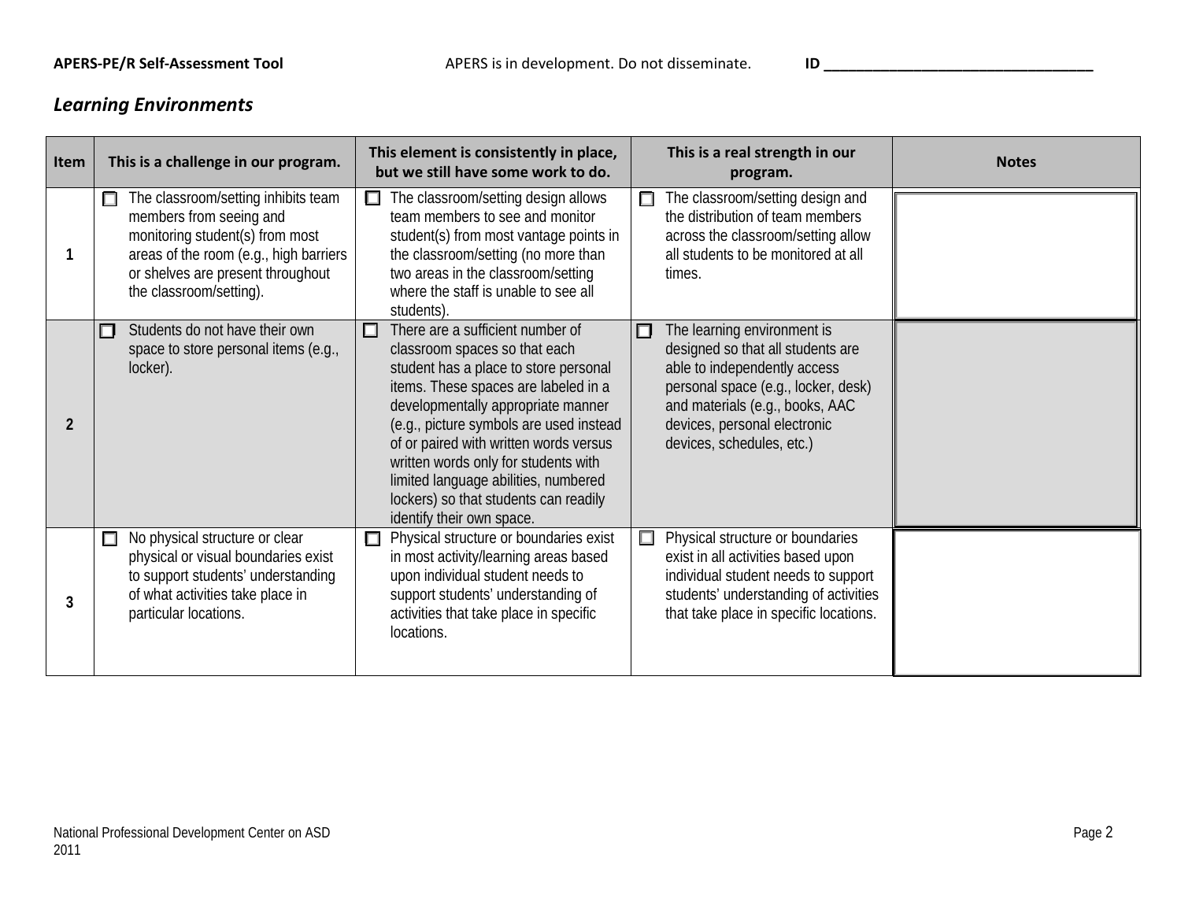## *Learning Environments*

| Item | This is a challenge in our program. | This element is consistently in place, but we still have some work to do. | This is a real strength in our program. | Notes |
|---|---|---|---|---|
| 1 | ☐ The classroom/setting inhibits team members from seeing and monitoring student(s) from most areas of the room (e.g., high barriers or shelves are present throughout the classroom/setting). | ☐ The classroom/setting design allows team members to see and monitor student(s) from most vantage points in the classroom/setting (no more than two areas in the classroom/setting where the staff is unable to see all students). | ☐ The classroom/setting design and the distribution of team members across the classroom/setting allow all students to be monitored at all times. | |
| 2 | ☐ Students do not have their own space to store personal items (e.g., locker). | ☐ There are a sufficient number of classroom spaces so that each student has a place to store personal items. These spaces are labeled in a developmentally appropriate manner (e.g., picture symbols are used instead of or paired with written words versus written words only for students with limited language abilities, numbered lockers) so that students can readily identify their own space. | ☐ The learning environment is designed so that all students are able to independently access personal space (e.g., locker, desk) and materials (e.g., books, AAC devices, personal electronic devices, schedules, etc.) | |
| 3 | ☐ No physical structure or clear physical or visual boundaries exist to support students' understanding of what activities take place in particular locations. | ☐ Physical structure or boundaries exist in most activity/learning areas based upon individual student needs to support students' understanding of activities that take place in specific locations. | ☐ Physical structure or boundaries exist in all activities based upon individual student needs to support students' understanding of activities that take place in specific locations. | |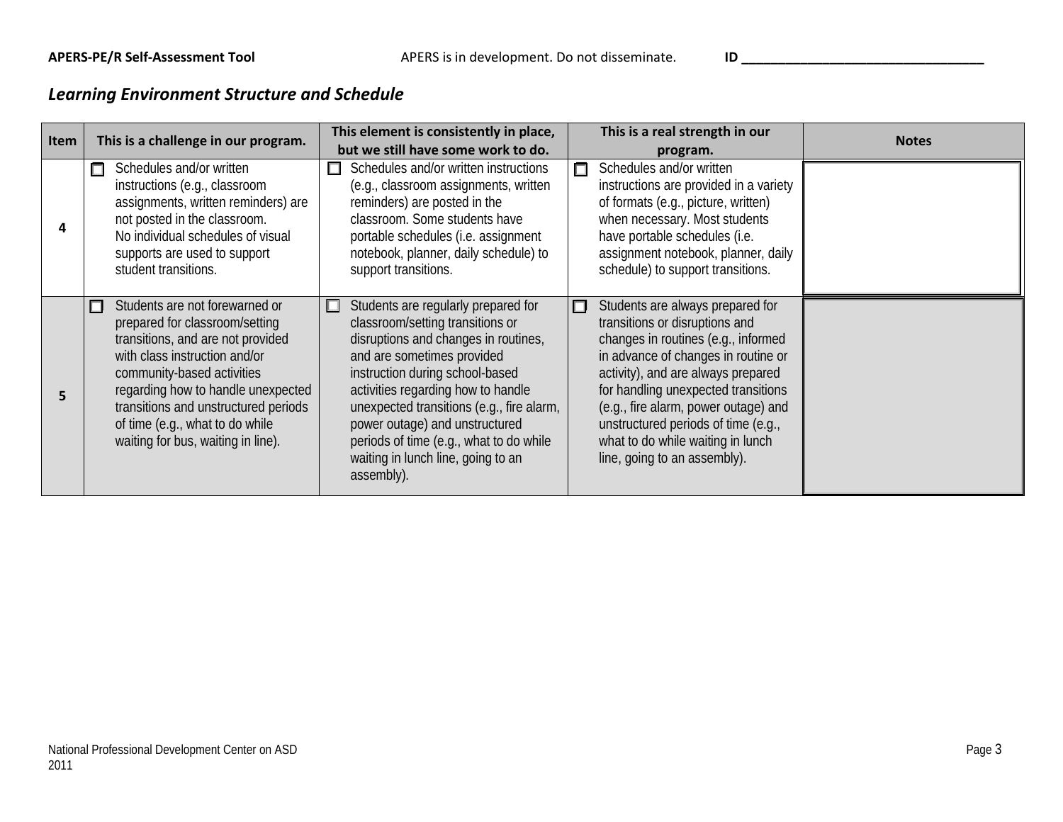## *Learning Environment Structure and Schedule*

| Item | This is a challenge in our program. | This element is consistently in place, but we still have some work to do. | This is a real strength in our program. | Notes |
|---|---|---|---|---|
| 4 | ☐ Schedules and/or written instructions (e.g., classroom assignments, written reminders) are not posted in the classroom. No individual schedules of visual supports are used to support student transitions. | ☐ Schedules and/or written instructions (e.g., classroom assignments, written reminders) are posted in the classroom. Some students have portable schedules (i.e. assignment notebook, planner, daily schedule) to support transitions. | ☐ Schedules and/or written instructions are provided in a variety of formats (e.g., picture, written) when necessary. Most students have portable schedules (i.e. assignment notebook, planner, daily schedule) to support transitions. | |
| 5 | ☐ Students are not forewarned or prepared for classroom/setting transitions, and are not provided with class instruction and/or community-based activities regarding how to handle unexpected transitions and unstructured periods of time (e.g., what to do while waiting for bus, waiting in line). | ☐ Students are regularly prepared for classroom/setting transitions or disruptions and changes in routines, and are sometimes provided instruction during school-based activities regarding how to handle unexpected transitions (e.g., fire alarm, power outage) and unstructured periods of time (e.g., what to do while waiting in lunch line, going to an assembly). | ☐ Students are always prepared for transitions or disruptions and changes in routines (e.g., informed in advance of changes in routine or activity), and are always prepared for handling unexpected transitions (e.g., fire alarm, power outage) and unstructured periods of time (e.g., what to do while waiting in lunch line, going to an assembly). | |

National Professional Development Center on ASD
2011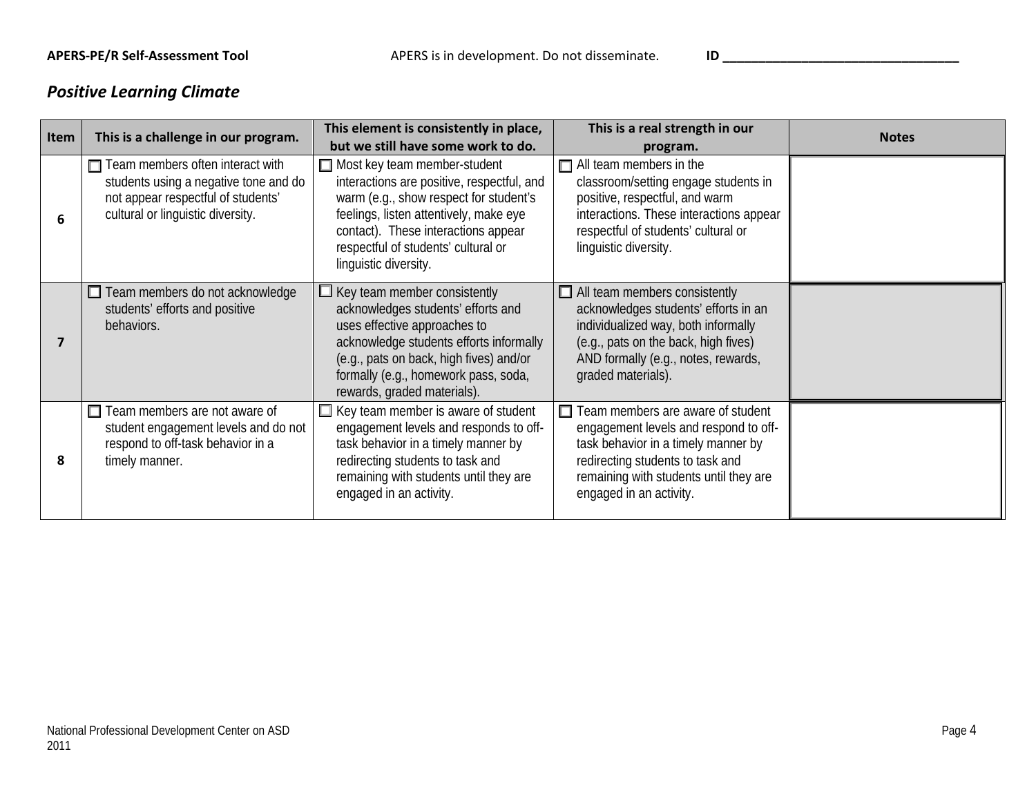## *Positive Learning Climate*

| Item | This is a challenge in our program. | This element is consistently in place, but we still have some work to do. | This is a real strength in our program. | Notes |
|---|---|---|---|---|
| 6 | ☐ Team members often interact with students using a negative tone and do not appear respectful of students' cultural or linguistic diversity. | ☐ Most key team member-student interactions are positive, respectful, and warm (e.g., show respect for student's feelings, listen attentively, make eye contact). These interactions appear respectful of students' cultural or linguistic diversity. | ☐ All team members in the classroom/setting engage students in positive, respectful, and warm interactions. These interactions appear respectful of students' cultural or linguistic diversity. | |
| 7 | ☐ Team members do not acknowledge students' efforts and positive behaviors. | ☐ Key team member consistently acknowledges students' efforts and uses effective approaches to acknowledge students efforts informally (e.g., pats on back, high fives) and/or formally (e.g., homework pass, soda, rewards, graded materials). | ☐ All team members consistently acknowledges students' efforts in an individualized way, both informally (e.g., pats on the back, high fives) AND formally (e.g., notes, rewards, graded materials). | |
| 8 | ☐ Team members are not aware of student engagement levels and do not respond to off-task behavior in a timely manner. | ☐ Key team member is aware of student engagement levels and responds to off-task behavior in a timely manner by redirecting students to task and remaining with students until they are engaged in an activity. | ☐ Team members are aware of student engagement levels and respond to off-task behavior in a timely manner by redirecting students to task and remaining with students until they are engaged in an activity. | |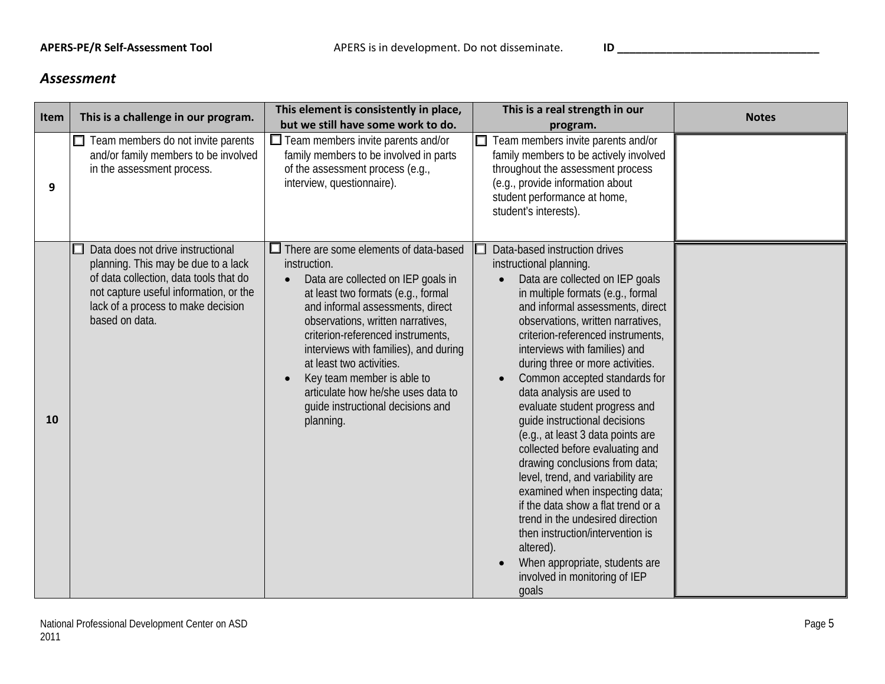## *Assessment*

| Item | This is a challenge in our program. | This element is consistently in place, but we still have some work to do. | This is a real strength in our program. | Notes |
|---|---|---|---|---|
| 9 | ☐ Team members do not invite parents and/or family members to be involved in the assessment process. | ☐ Team members invite parents and/or family members to be involved in parts of the assessment process (e.g., interview, questionnaire). | ☐ Team members invite parents and/or family members to be actively involved throughout the assessment process (e.g., provide information about student performance at home, student's interests). | |
| 10 | ☐ Data does not drive instructional planning. This may be due to a lack of data collection, data tools that do not capture useful information, or the lack of a process to make decision based on data. | ☐ There are some elements of data-based instruction.<br>• Data are collected on IEP goals in at least two formats (e.g., formal and informal assessments, direct observations, written narratives, criterion-referenced instruments, interviews with families), and during at least two activities.<br>• Key team member is able to articulate how he/she uses data to guide instructional decisions and planning. | ☐ Data-based instruction drives instructional planning.<br>• Data are collected on IEP goals in multiple formats (e.g., formal and informal assessments, direct observations, written narratives, criterion-referenced instruments, interviews with families) and during three or more activities.<br>• Common accepted standards for data analysis are used to evaluate student progress and guide instructional decisions (e.g., at least 3 data points are collected before evaluating and drawing conclusions from data; level, trend, and variability are examined when inspecting data; if the data show a flat trend or a trend in the undesired direction then instruction/intervention is altered).<br>• When appropriate, students are involved in monitoring of IEP goals | |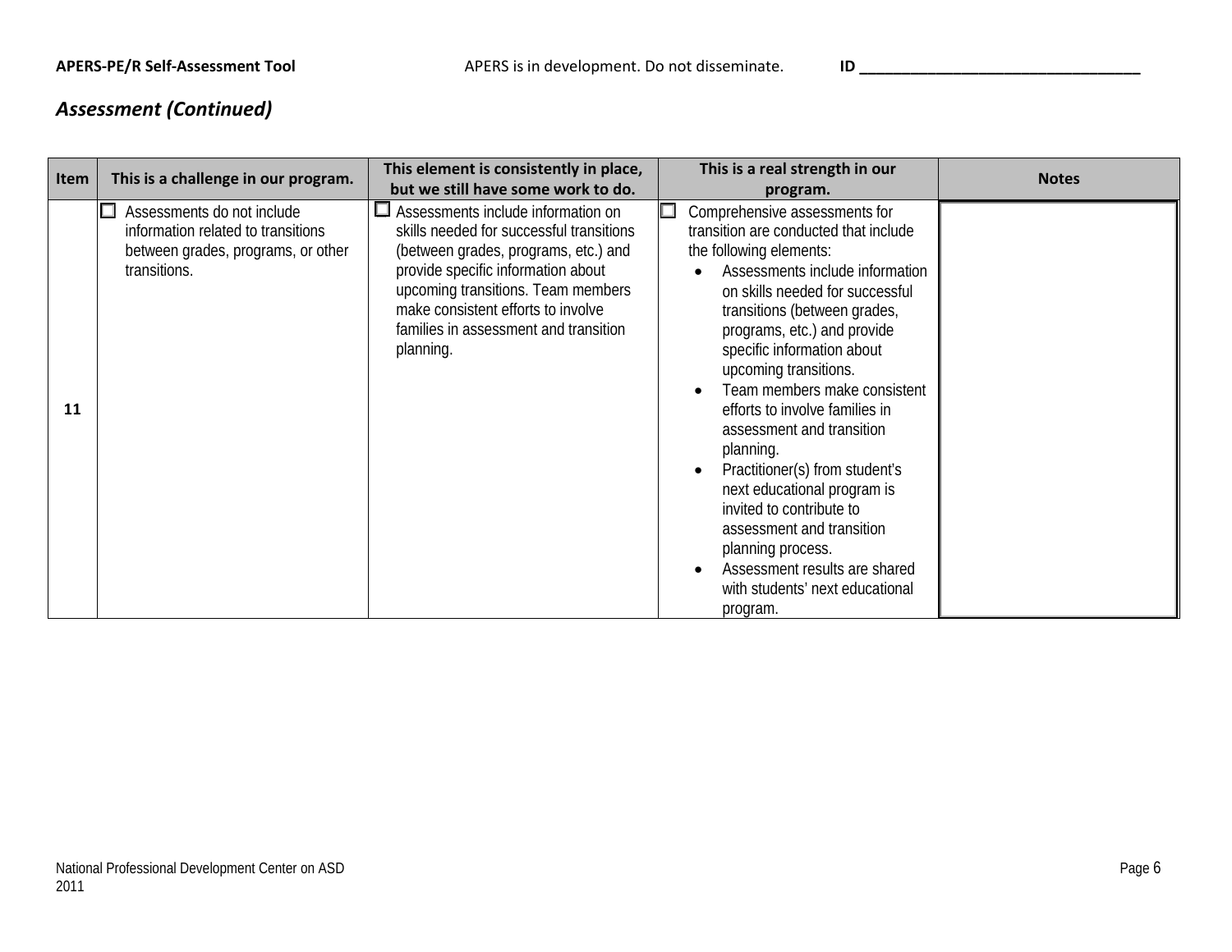## *Assessment (Continued)*

| Item | This is a challenge in our program. | This element is consistently in place, but we still have some work to do. | This is a real strength in our program. | Notes |
|---|---|---|---|---|
| 11 | ☐ Assessments do not include information related to transitions between grades, programs, or other transitions. | ☐ Assessments include information on skills needed for successful transitions (between grades, programs, etc.) and provide specific information about upcoming transitions. Team members make consistent efforts to involve families in assessment and transition planning. | ☐ Comprehensive assessments for transition are conducted that include the following elements: <br>• Assessments include information on skills needed for successful transitions (between grades, programs, etc.) and provide specific information about upcoming transitions. <br>• Team members make consistent efforts to involve families in assessment and transition planning. <br>• Practitioner(s) from student's next educational program is invited to contribute to assessment and transition planning process. <br>• Assessment results are shared with students' next educational program. | |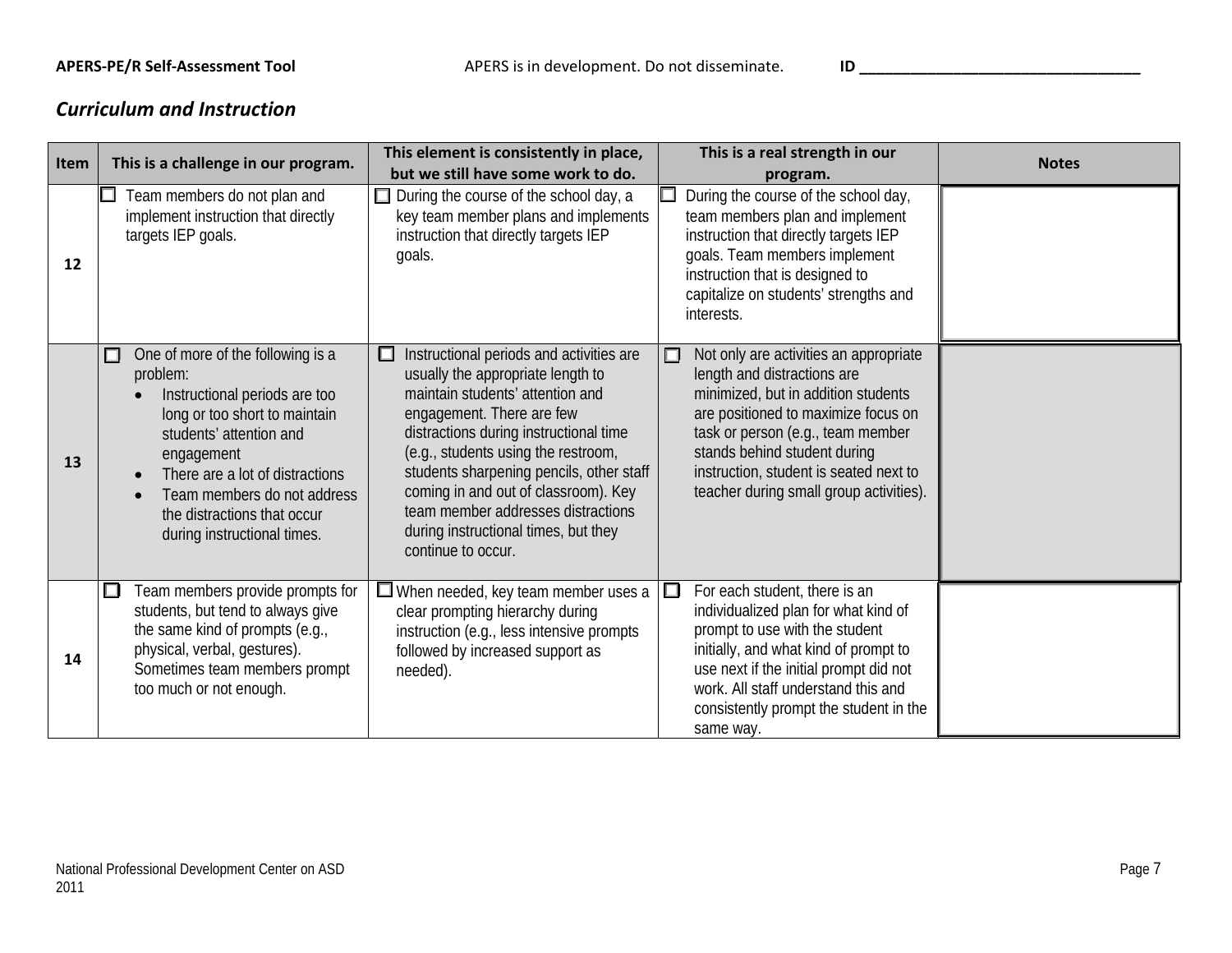## *Curriculum and Instruction*

| Item | This is a challenge in our program. | This element is consistently in place, but we still have some work to do. | This is a real strength in our program. | Notes |
|---|---|---|---|---|
| 12 | ☐ Team members do not plan and implement instruction that directly targets IEP goals. | ☐ During the course of the school day, a key team member plans and implements instruction that directly targets IEP goals. | ☐ During the course of the school day, team members plan and implement instruction that directly targets IEP goals. Team members implement instruction that is designed to capitalize on students' strengths and interests. | |
| 13 | ☐ One of more of the following is a problem:<br>• Instructional periods are too long or too short to maintain students' attention and engagement<br>• There are a lot of distractions<br>• Team members do not address the distractions that occur during instructional times. | ☐ Instructional periods and activities are usually the appropriate length to maintain students' attention and engagement. There are few distractions during instructional time (e.g., students using the restroom, students sharpening pencils, other staff coming in and out of classroom). Key team member addresses distractions during instructional times, but they continue to occur. | ☐ Not only are activities an appropriate length and distractions are minimized, but in addition students are positioned to maximize focus on task or person (e.g., team member stands behind student during instruction, student is seated next to teacher during small group activities). | |
| 14 | ☐ Team members provide prompts for students, but tend to always give the same kind of prompts (e.g., physical, verbal, gestures). Sometimes team members prompt too much or not enough. | ☐ When needed, key team member uses a clear prompting hierarchy during instruction (e.g., less intensive prompts followed by increased support as needed). | ☐ For each student, there is an individualized plan for what kind of prompt to use with the student initially, and what kind of prompt to use next if the initial prompt did not work. All staff understand this and consistently prompt the student in the same way. | |

National Professional Development Center on ASD
2011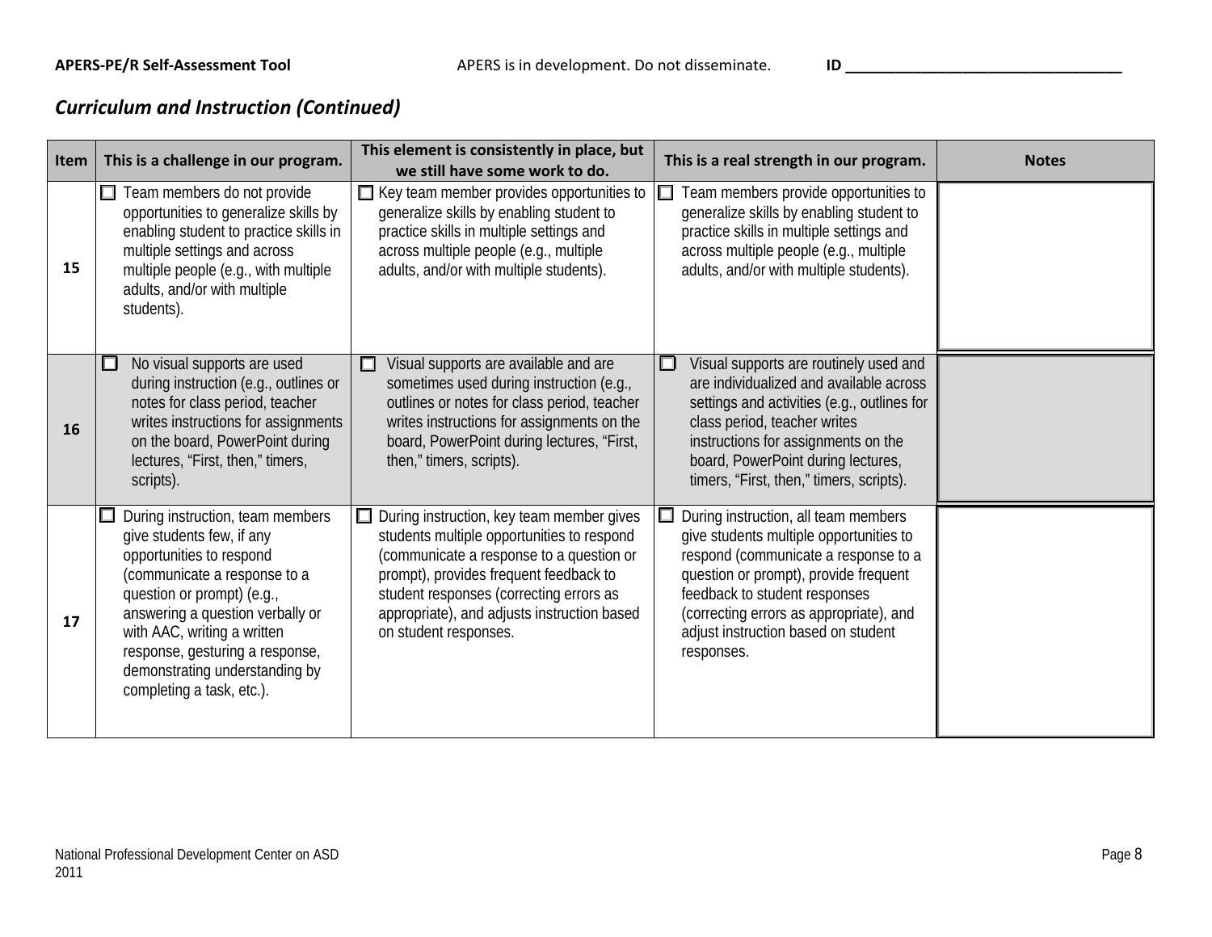## *Curriculum and Instruction (Continued)*

| Item | This is a challenge in our program. | This element is consistently in place, but we still have some work to do. | This is a real strength in our program. | Notes |
|---|---|---|---|---|
| 15 | ☐ Team members do not provide opportunities to generalize skills by enabling student to practice skills in multiple settings and across multiple people (e.g., with multiple adults, and/or with multiple students). | ☐ Key team member provides opportunities to generalize skills by enabling student to practice skills in multiple settings and across multiple people (e.g., multiple adults, and/or with multiple students). | ☐ Team members provide opportunities to generalize skills by enabling student to practice skills in multiple settings and across multiple people (e.g., multiple adults, and/or with multiple students). | |
| 16 | ☐ No visual supports are used during instruction (e.g., outlines or notes for class period, teacher writes instructions for assignments on the board, PowerPoint during lectures, "First, then," timers, scripts). | ☐ Visual supports are available and are sometimes used during instruction (e.g., outlines or notes for class period, teacher writes instructions for assignments on the board, PowerPoint during lectures, "First, then," timers, scripts). | ☐ Visual supports are routinely used and are individualized and available across settings and activities (e.g., outlines for class period, teacher writes instructions for assignments on the board, PowerPoint during lectures, timers, "First, then," timers, scripts). | |
| 17 | ☐ During instruction, team members give students few, if any opportunities to respond (communicate a response to a question or prompt) (e.g., answering a question verbally or with AAC, writing a written response, gesturing a response, demonstrating understanding by completing a task, etc.). | ☐ During instruction, key team member gives students multiple opportunities to respond (communicate a response to a question or prompt), provides frequent feedback to student responses (correcting errors as appropriate), and adjusts instruction based on student responses. | ☐ During instruction, all team members give students multiple opportunities to respond (communicate a response to a question or prompt), provide frequent feedback to student responses (correcting errors as appropriate), and adjust instruction based on student responses. | |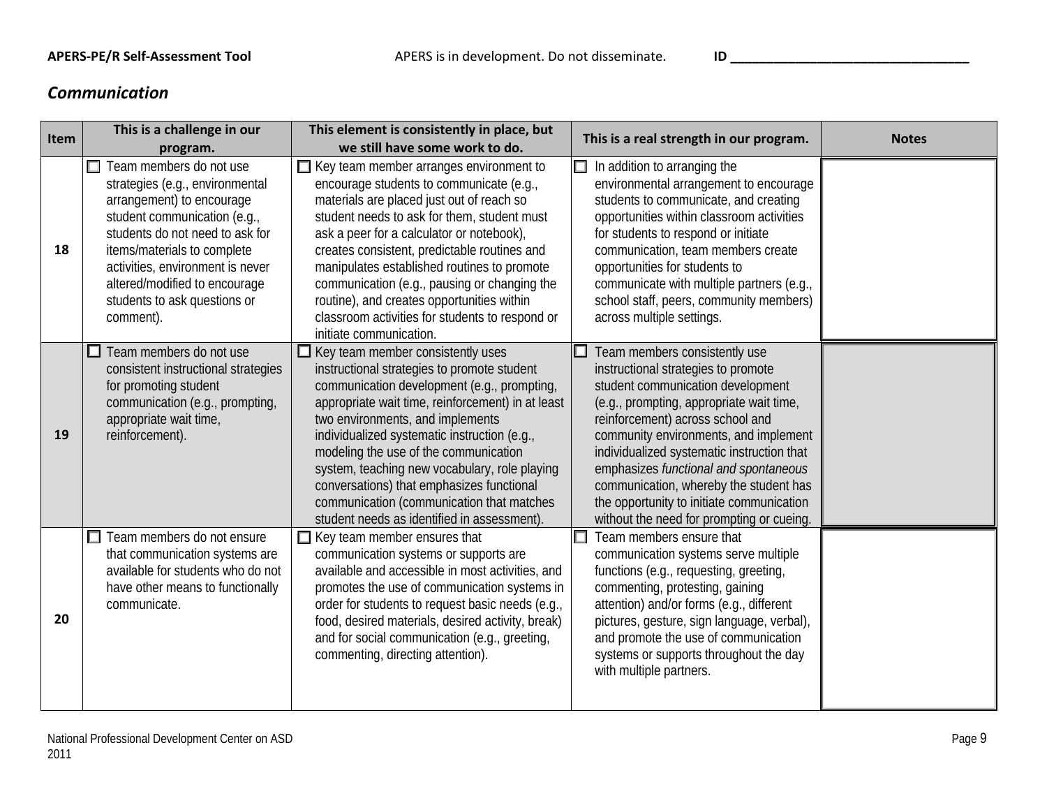## *Communication*

| Item | This is a challenge in our program. | This element is consistently in place, but we still have some work to do. | This is a real strength in our program. | Notes |
|---|---|---|---|---|
| **18** | ☐ Team members do not use strategies (e.g., environmental arrangement) to encourage student communication (e.g., students do not need to ask for items/materials to complete activities, environment is never altered/modified to encourage students to ask questions or comment). | ☐ Key team member arranges environment to encourage students to communicate (e.g., materials are placed just out of reach so student needs to ask for them, student must ask a peer for a calculator or notebook), creates consistent, predictable routines and manipulates established routines to promote communication (e.g., pausing or changing the routine), and creates opportunities within classroom activities for students to respond or initiate communication. | ☐ In addition to arranging the environmental arrangement to encourage students to communicate, and creating opportunities within classroom activities for students to respond or initiate communication, team members create opportunities for students to communicate with multiple partners (e.g., school staff, peers, community members) across multiple settings. | |
| **19** | ☐ Team members do not use consistent instructional strategies for promoting student communication (e.g., prompting, appropriate wait time, reinforcement). | ☐ Key team member consistently uses instructional strategies to promote student communication development (e.g., prompting, appropriate wait time, reinforcement) in at least two environments, and implements individualized systematic instruction (e.g., modeling the use of the communication system, teaching new vocabulary, role playing conversations) that emphasizes functional communication (communication that matches student needs as identified in assessment). | ☐ Team members consistently use instructional strategies to promote student communication development (e.g., prompting, appropriate wait time, reinforcement) across school and community environments, and implement individualized systematic instruction that emphasizes *functional and spontaneous* communication, whereby the student has the opportunity to initiate communication without the need for prompting or cueing. | |
| **20** | ☐ Team members do not ensure that communication systems are available for students who do not have other means to functionally communicate. | ☐ Key team member ensures that communication systems or supports are available and accessible in most activities, and promotes the use of communication systems in order for students to request basic needs (e.g., food, desired materials, desired activity, break) and for social communication (e.g., greeting, commenting, directing attention). | ☐ Team members ensure that communication systems serve multiple functions (e.g., requesting, greeting, commenting, protesting, gaining attention) and/or forms (e.g., different pictures, gesture, sign language, verbal), and promote the use of communication systems or supports throughout the day with multiple partners. | |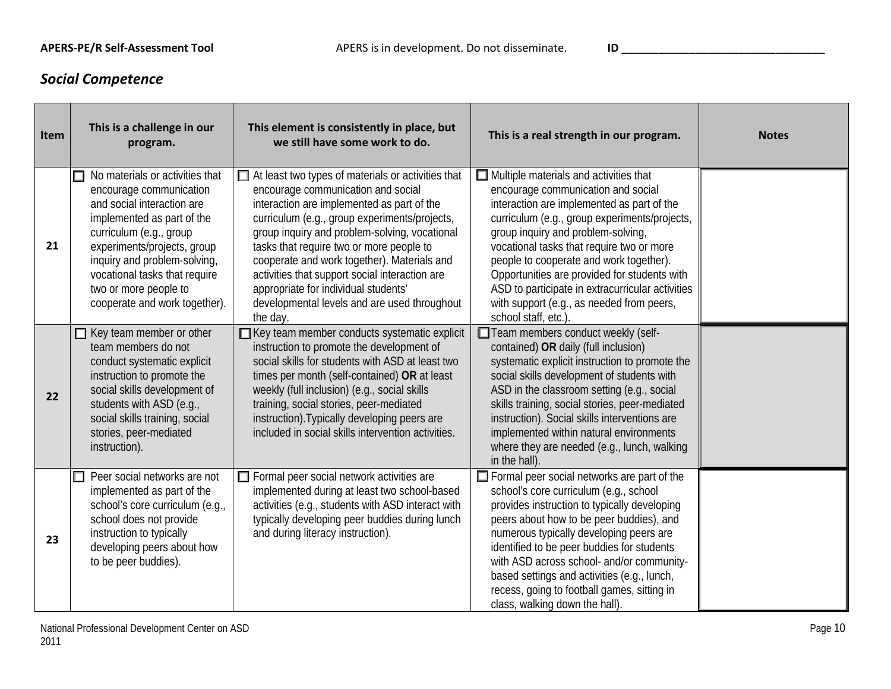## *Social Competence*

| Item | This is a challenge in our program. | This element is consistently in place, but we still have some work to do. | This is a real strength in our program. | Notes |
|---|---|---|---|---|
| 21 | ☐ No materials or activities that encourage communication and social interaction are implemented as part of the curriculum (e.g., group experiments/projects, group inquiry and problem-solving, vocational tasks that require two or more people to cooperate and work together). | ☐ At least two types of materials or activities that encourage communication and social interaction are implemented as part of the curriculum (e.g., group experiments/projects, group inquiry and problem-solving, vocational tasks that require two or more people to cooperate and work together). Materials and activities that support social interaction are appropriate for individual students' developmental levels and are used throughout the day. | ☐ Multiple materials and activities that encourage communication and social interaction are implemented as part of the curriculum (e.g., group experiments/projects, group inquiry and problem-solving, vocational tasks that require two or more people to cooperate and work together). Opportunities are provided for students with ASD to participate in extracurricular activities with support (e.g., as needed from peers, school staff, etc.). | |
| 22 | ☐ Key team member or other team members do not conduct systematic explicit instruction to promote the social skills development of students with ASD (e.g., social skills training, social stories, peer-mediated instruction). | ☐ Key team member conducts systematic explicit instruction to promote the development of social skills for students with ASD at least two times per month (self-contained) **OR** at least weekly (full inclusion) (e.g., social skills training, social stories, peer-mediated instruction).Typically developing peers are included in social skills intervention activities. | ☐ Team members conduct weekly (self-contained) **OR** daily (full inclusion) systematic explicit instruction to promote the social skills development of students with ASD in the classroom setting (e.g., social skills training, social stories, peer-mediated instruction). Social skills interventions are implemented within natural environments where they are needed (e.g., lunch, walking in the hall). | |
| 23 | ☐ Peer social networks are not implemented as part of the school's core curriculum (e.g., school does not provide instruction to typically developing peers about how to be peer buddies). | ☐ Formal peer social network activities are implemented during at least two school-based activities (e.g., students with ASD interact with typically developing peer buddies during lunch and during literacy instruction). | ☐ Formal peer social networks are part of the school's core curriculum (e.g., school provides instruction to typically developing peers about how to be peer buddies), and numerous typically developing peers are identified to be peer buddies for students with ASD across school- and/or community-based settings and activities (e.g., lunch, recess, going to football games, sitting in class, walking down the hall). | |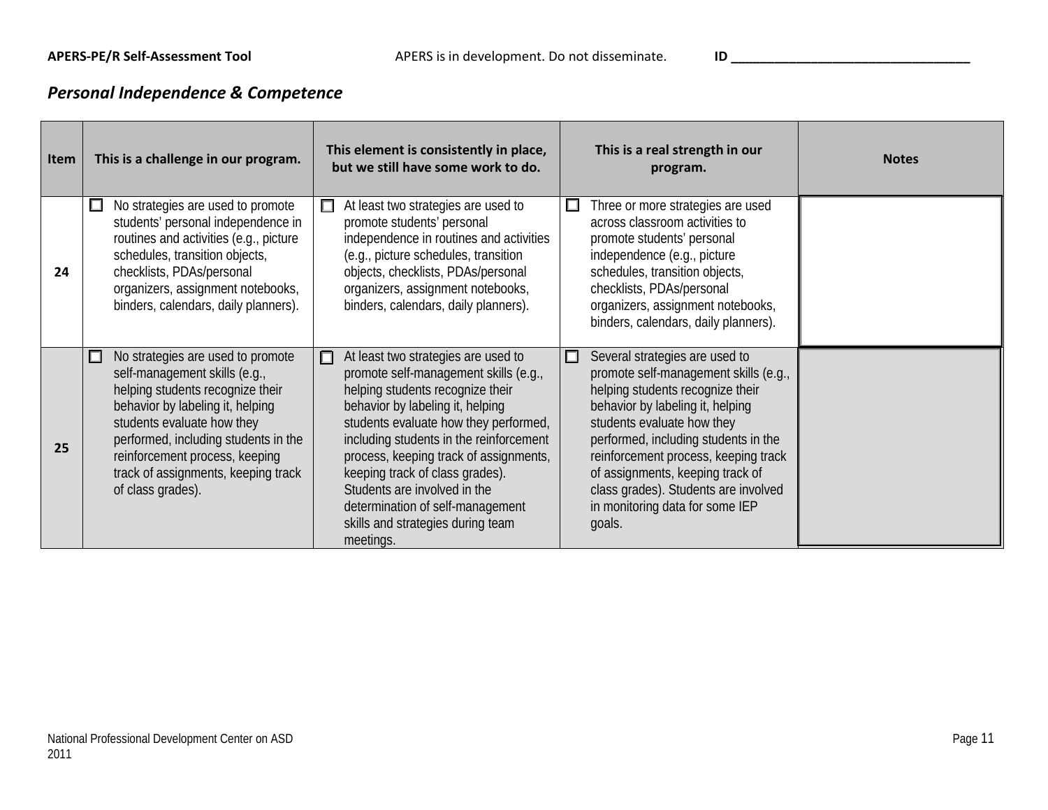## *Personal Independence & Competence*

| Item | This is a challenge in our program. | This element is consistently in place, but we still have some work to do. | This is a real strength in our program. | Notes |
|---|---|---|---|---|
| 24 | ☐ No strategies are used to promote students' personal independence in routines and activities (e.g., picture schedules, transition objects, checklists, PDAs/personal organizers, assignment notebooks, binders, calendars, daily planners). | ☐ At least two strategies are used to promote students' personal independence in routines and activities (e.g., picture schedules, transition objects, checklists, PDAs/personal organizers, assignment notebooks, binders, calendars, daily planners). | ☐ Three or more strategies are used across classroom activities to promote students' personal independence (e.g., picture schedules, transition objects, checklists, PDAs/personal organizers, assignment notebooks, binders, calendars, daily planners). | |
| 25 | ☐ No strategies are used to promote self-management skills (e.g., helping students recognize their behavior by labeling it, helping students evaluate how they performed, including students in the reinforcement process, keeping track of assignments, keeping track of class grades). | ☐ At least two strategies are used to promote self-management skills (e.g., helping students recognize their behavior by labeling it, helping students evaluate how they performed, including students in the reinforcement process, keeping track of assignments, keeping track of class grades). Students are involved in the determination of self-management skills and strategies during team meetings. | ☐ Several strategies are used to promote self-management skills (e.g., helping students recognize their behavior by labeling it, helping students evaluate how they performed, including students in the reinforcement process, keeping track of assignments, keeping track of class grades). Students are involved in monitoring data for some IEP goals. | |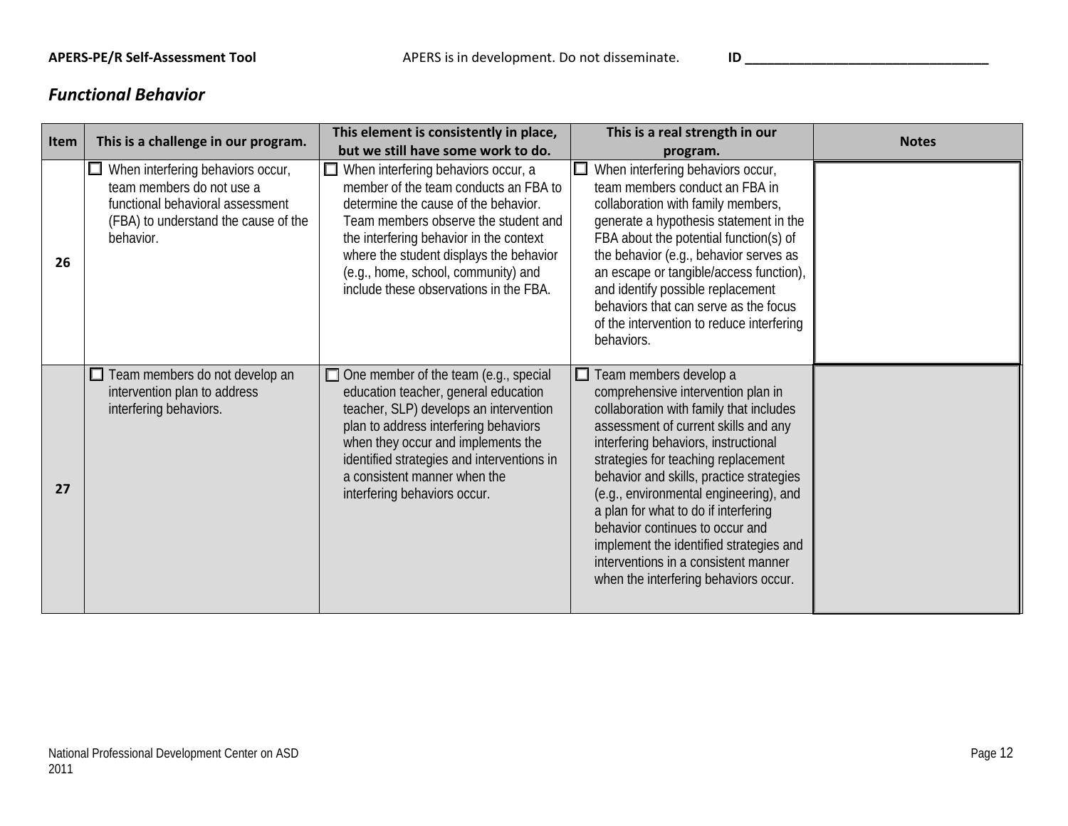## *Functional Behavior*

| Item | This is a challenge in our program. | This element is consistently in place, but we still have some work to do. | This is a real strength in our program. | Notes |
|---|---|---|---|---|
| 26 | ☐ When interfering behaviors occur, team members do not use a functional behavioral assessment (FBA) to understand the cause of the behavior. | ☐ When interfering behaviors occur, a member of the team conducts an FBA to determine the cause of the behavior. Team members observe the student and the interfering behavior in the context where the student displays the behavior (e.g., home, school, community) and include these observations in the FBA. | ☐ When interfering behaviors occur, team members conduct an FBA in collaboration with family members, generate a hypothesis statement in the FBA about the potential function(s) of the behavior (e.g., behavior serves as an escape or tangible/access function), and identify possible replacement behaviors that can serve as the focus of the intervention to reduce interfering behaviors. | |
| 27 | ☐ Team members do not develop an intervention plan to address interfering behaviors. | ☐ One member of the team (e.g., special education teacher, general education teacher, SLP) develops an intervention plan to address interfering behaviors when they occur and implements the identified strategies and interventions in a consistent manner when the interfering behaviors occur. | ☐ Team members develop a comprehensive intervention plan in collaboration with family that includes assessment of current skills and any interfering behaviors, instructional strategies for teaching replacement behavior and skills, practice strategies (e.g., environmental engineering), and a plan for what to do if interfering behavior continues to occur and implement the identified strategies and interventions in a consistent manner when the interfering behaviors occur. | |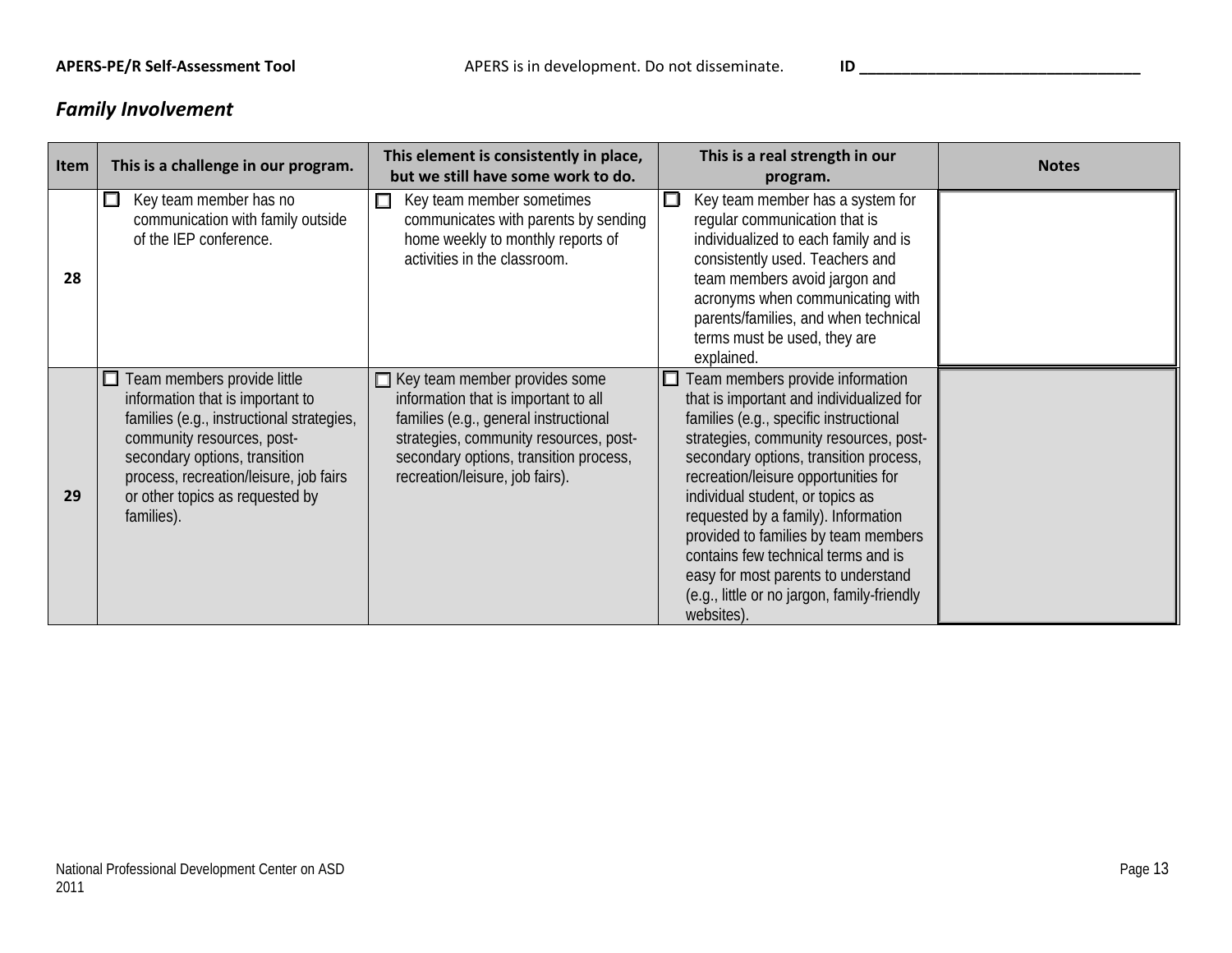## *Family Involvement*

| Item | This is a challenge in our program. | This element is consistently in place, but we still have some work to do. | This is a real strength in our program. | Notes |
|---|---|---|---|---|
| 28 | ☐ Key team member has no communication with family outside of the IEP conference. | ☐ Key team member sometimes communicates with parents by sending home weekly to monthly reports of activities in the classroom. | ☐ Key team member has a system for regular communication that is individualized to each family and is consistently used. Teachers and team members avoid jargon and acronyms when communicating with parents/families, and when technical terms must be used, they are explained. | |
| 29 | ☐ Team members provide little information that is important to families (e.g., instructional strategies, community resources, post-secondary options, transition process, recreation/leisure, job fairs or other topics as requested by families). | ☐ Key team member provides some information that is important to all families (e.g., general instructional strategies, community resources, post-secondary options, transition process, recreation/leisure, job fairs). | ☐ Team members provide information that is important and individualized for families (e.g., specific instructional strategies, community resources, post-secondary options, transition process, recreation/leisure opportunities for individual student, or topics as requested by a family). Information provided to families by team members contains few technical terms and is easy for most parents to understand (e.g., little or no jargon, family-friendly websites). | |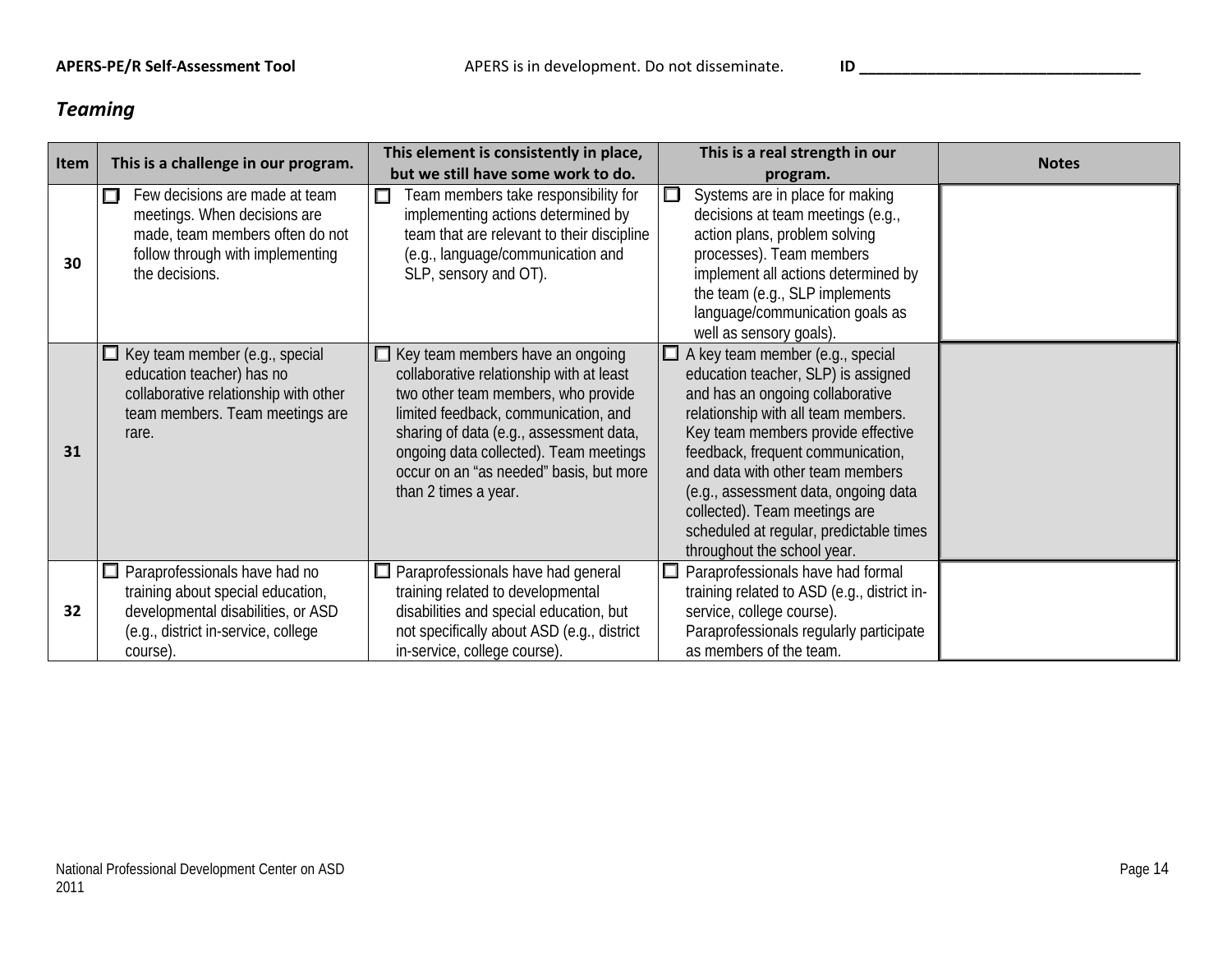## *Teaming*

| Item | This is a challenge in our program. | This element is consistently in place, but we still have some work to do. | This is a real strength in our program. | Notes |
|---|---|---|---|---|
| 30 | ☐ Few decisions are made at team meetings. When decisions are made, team members often do not follow through with implementing the decisions. | ☐ Team members take responsibility for implementing actions determined by team that are relevant to their discipline (e.g., language/communication and SLP, sensory and OT). | ☐ Systems are in place for making decisions at team meetings (e.g., action plans, problem solving processes). Team members implement all actions determined by the team (e.g., SLP implements language/communication goals as well as sensory goals). | |
| 31 | ☐ Key team member (e.g., special education teacher) has no collaborative relationship with other team members. Team meetings are rare. | ☐ Key team members have an ongoing collaborative relationship with at least two other team members, who provide limited feedback, communication, and sharing of data (e.g., assessment data, ongoing data collected). Team meetings occur on an "as needed" basis, but more than 2 times a year. | ☐ A key team member (e.g., special education teacher, SLP) is assigned and has an ongoing collaborative relationship with all team members. Key team members provide effective feedback, frequent communication, and data with other team members (e.g., assessment data, ongoing data collected). Team meetings are scheduled at regular, predictable times throughout the school year. | |
| 32 | ☐ Paraprofessionals have had no training about special education, developmental disabilities, or ASD (e.g., district in-service, college course). | ☐ Paraprofessionals have had general training related to developmental disabilities and special education, but not specifically about ASD (e.g., district in-service, college course). | ☐ Paraprofessionals have had formal training related to ASD (e.g., district in-service, college course). Paraprofessionals regularly participate as members of the team. | |